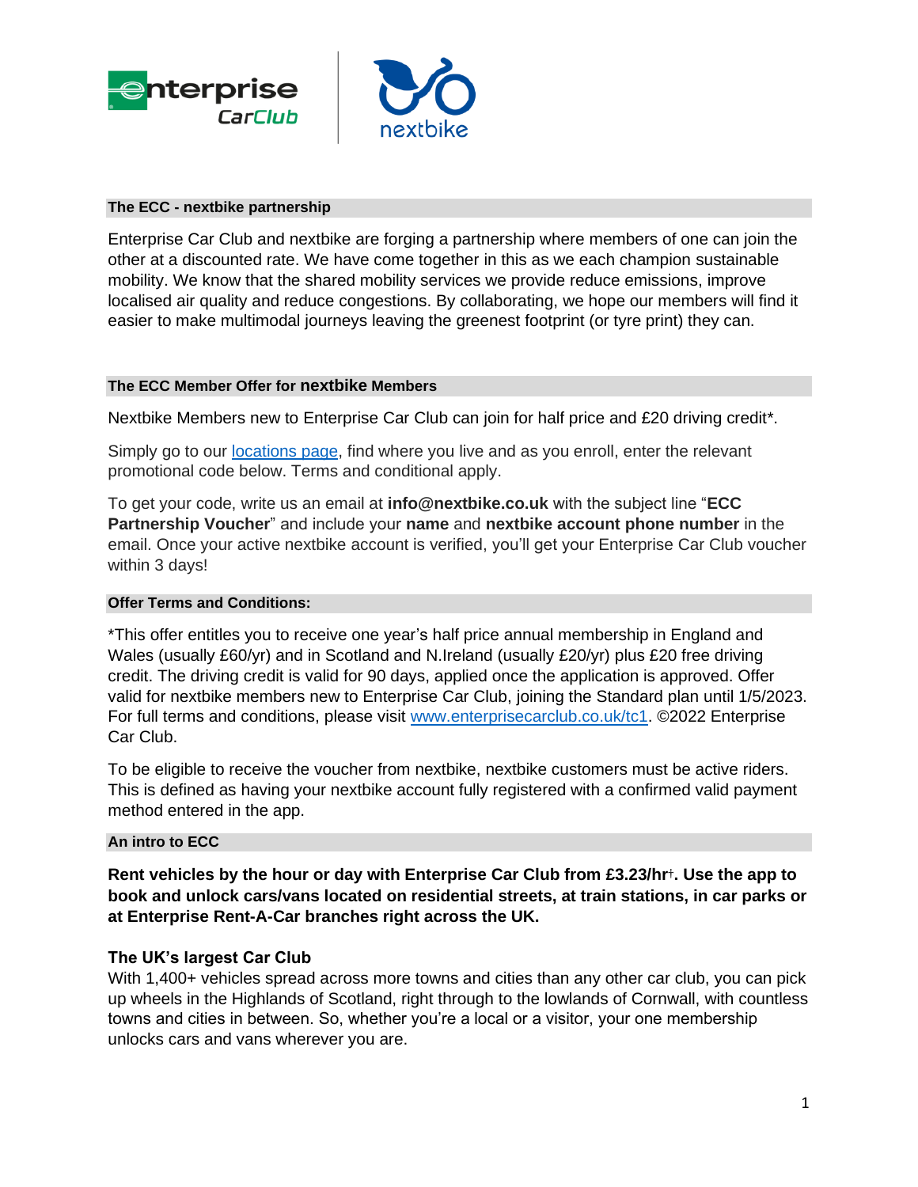## The ECC - nextbike partnership

Enterprise Car Club and nextbike are forging a partnership where members of one can join the other at a discounted rate. We have come together in this as we each champion sustainable mobility. We know that the shared mobility services we provide reduce emissions, improve localised air quality and reduce congestions. By collaborating, we hope our members will find it easier to make multimodal journeys leaving the greenest footprint (or tyre print) they can.

## The ECC Member Offer for nextbike Members

Nextbike Members new to Enterprise Car Club can join for half price and £20 driving credit*.

Simply go to our locations page, find where you live and as you enroll, enter the relevant promotional code below. Terms and conditional apply.

To get your code, write us an email at **info@nextbike.co.uk** with the subject line "**ECC Partnership Voucher**" and include your **name** and **nextbike account phone number** in the email. Once your active nextbike account is verified, you'll get your Enterprise Car Club voucher within 3 days!

## Offer Terms and Conditions:

*This offer entitles you to receive one year's half price annual membership in England and Wales (usually £60/yr) and in Scotland and N.Ireland (usually £20/yr) plus £20 free driving credit. The driving credit is valid for 90 days, applied once the application is approved. Offer valid for nextbike members new to Enterprise Car Club, joining the Standard plan until 1/5/2023. For full terms and conditions, please visit www.enterprisecarclub.co.uk/tc1. ©2022 Enterprise Car Club.

To be eligible to receive the voucher from nextbike, nextbike customers must be active riders. This is defined as having your nextbike account fully registered with a confirmed valid payment method entered in the app.

## An intro to ECC

**Rent vehicles by the hour or day with Enterprise Car Club from £3.23/hr†. Use the app to book and unlock cars/vans located on residential streets, at train stations, in car parks or at Enterprise Rent-A-Car branches right across the UK.**

### The UK's largest Car Club

With 1,400+ vehicles spread across more towns and cities than any other car club, you can pick up wheels in the Highlands of Scotland, right through to the lowlands of Cornwall, with countless towns and cities in between. So, whether you're a local or a visitor, your one membership unlocks cars and vans wherever you are.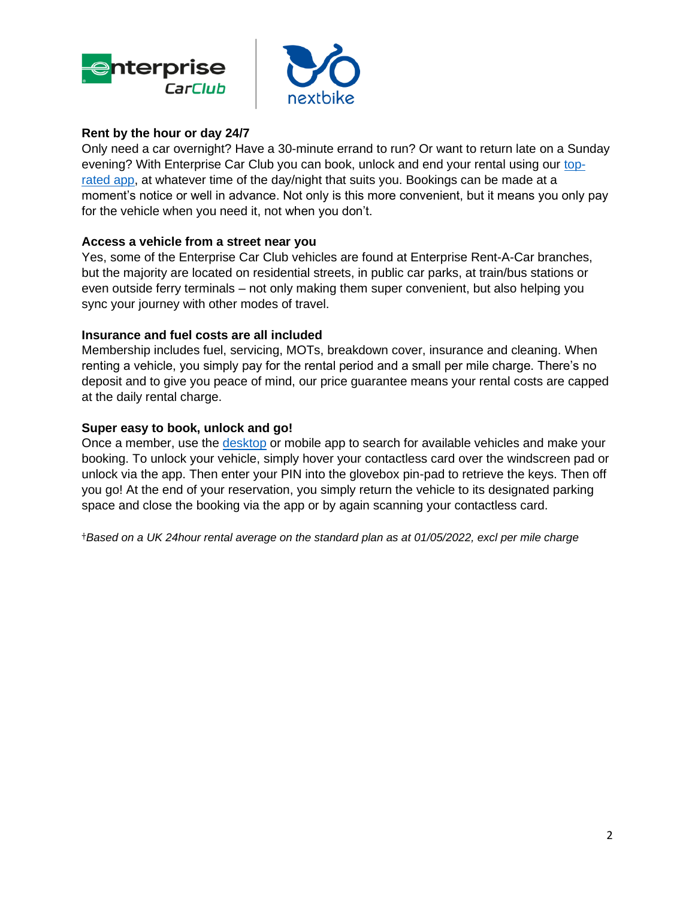**Rent by the hour or day 24/7**

Only need a car overnight? Have a 30-minute errand to run? Or want to return late on a Sunday evening? With Enterprise Car Club you can book, unlock and end your rental using our top-rated app, at whatever time of the day/night that suits you. Bookings can be made at a moment's notice or well in advance. Not only is this more convenient, but it means you only pay for the vehicle when you need it, not when you don't.

**Access a vehicle from a street near you**

Yes, some of the Enterprise Car Club vehicles are found at Enterprise Rent-A-Car branches, but the majority are located on residential streets, in public car parks, at train/bus stations or even outside ferry terminals – not only making them super convenient, but also helping you sync your journey with other modes of travel.

**Insurance and fuel costs are all included**

Membership includes fuel, servicing, MOTs, breakdown cover, insurance and cleaning. When renting a vehicle, you simply pay for the rental period and a small per mile charge. There's no deposit and to give you peace of mind, our price guarantee means your rental costs are capped at the daily rental charge.

**Super easy to book, unlock and go!**

Once a member, use the desktop or mobile app to search for available vehicles and make your booking. To unlock your vehicle, simply hover your contactless card over the windscreen pad or unlock via the app. Then enter your PIN into the glovebox pin-pad to retrieve the keys. Then off you go! At the end of your reservation, you simply return the vehicle to its designated parking space and close the booking via the app or by again scanning your contactless card.

†*Based on a UK 24hour rental average on the standard plan as at 01/05/2022, excl per mile charge*